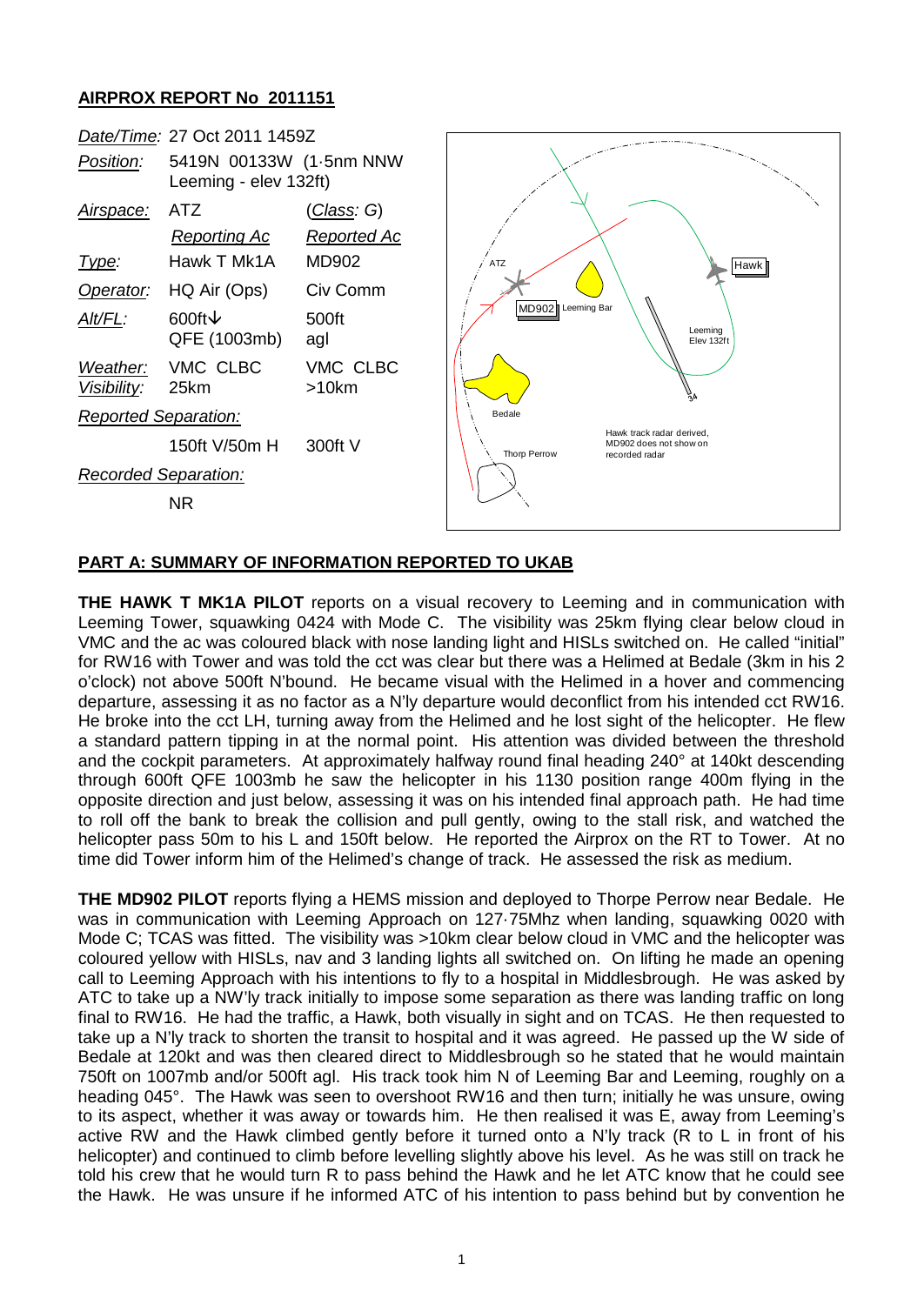## AIRPROX REPORT No 2011151

| *Date/Time:* | 27 Oct 2011 1459Z | |
|---|---|---|
| *Position:* | 5419N 00133W (1·5nm NNW Leeming - elev 132ft) | |
| *Airspace:* | ATZ | (*Class*: G) |
| | *Reporting Ac* | *Reported Ac* |
| *Type:* | Hawk T Mk1A | MD902 |
| *Operator:* | HQ Air (Ops) | Civ Comm |
| *Alt/FL:* | 600ft↓ QFE (1003mb) | 500ft agl |
| *Weather:* | VMC CLBC | VMC CLBC |
| *Visibility:* | 25km | >10km |
| *Reported Separation:* | | |
| | 150ft V/50m H | 300ft V |
| *Recorded Separation:* | | |
| | NR | |

## PART A: SUMMARY OF INFORMATION REPORTED TO UKAB

**THE HAWK T MK1A PILOT** reports on a visual recovery to Leeming and in communication with Leeming Tower, squawking 0424 with Mode C. The visibility was 25km flying clear below cloud in VMC and the ac was coloured black with nose landing light and HISLs switched on. He called "initial" for RW16 with Tower and was told the cct was clear but there was a Helimed at Bedale (3km in his 2 o'clock) not above 500ft N'bound. He became visual with the Helimed in a hover and commencing departure, assessing it as no factor as a N'ly departure would deconflict from his intended cct RW16. He broke into the cct LH, turning away from the Helimed and he lost sight of the helicopter. He flew a standard pattern tipping in at the normal point. His attention was divided between the threshold and the cockpit parameters. At approximately halfway round final heading 240° at 140kt descending through 600ft QFE 1003mb he saw the helicopter in his 1130 position range 400m flying in the opposite direction and just below, assessing it was on his intended final approach path. He had time to roll off the bank to break the collision and pull gently, owing to the stall risk, and watched the helicopter pass 50m to his L and 150ft below. He reported the Airprox on the RT to Tower. At no time did Tower inform him of the Helimed's change of track. He assessed the risk as medium.

**THE MD902 PILOT** reports flying a HEMS mission and deployed to Thorpe Perrow near Bedale. He was in communication with Leeming Approach on 127·75Mhz when landing, squawking 0020 with Mode C; TCAS was fitted. The visibility was >10km clear below cloud in VMC and the helicopter was coloured yellow with HISLs, nav and 3 landing lights all switched on. On lifting he made an opening call to Leeming Approach with his intentions to fly to a hospital in Middlesbrough. He was asked by ATC to take up a NW'ly track initially to impose some separation as there was landing traffic on long final to RW16. He had the traffic, a Hawk, both visually in sight and on TCAS. He then requested to take up a N'ly track to shorten the transit to hospital and it was agreed. He passed up the W side of Bedale at 120kt and was then cleared direct to Middlesbrough so he stated that he would maintain 750ft on 1007mb and/or 500ft agl. His track took him N of Leeming Bar and Leeming, roughly on a heading 045°. The Hawk was seen to overshoot RW16 and then turn; initially he was unsure, owing to its aspect, whether it was away or towards him. He then realised it was E, away from Leeming's active RW and the Hawk climbed gently before it turned onto a N'ly track (R to L in front of his helicopter) and continued to climb before levelling slightly above his level. As he was still on track he told his crew that he would turn R to pass behind the Hawk and he let ATC know that he could see the Hawk. He was unsure if he informed ATC of his intention to pass behind but by convention he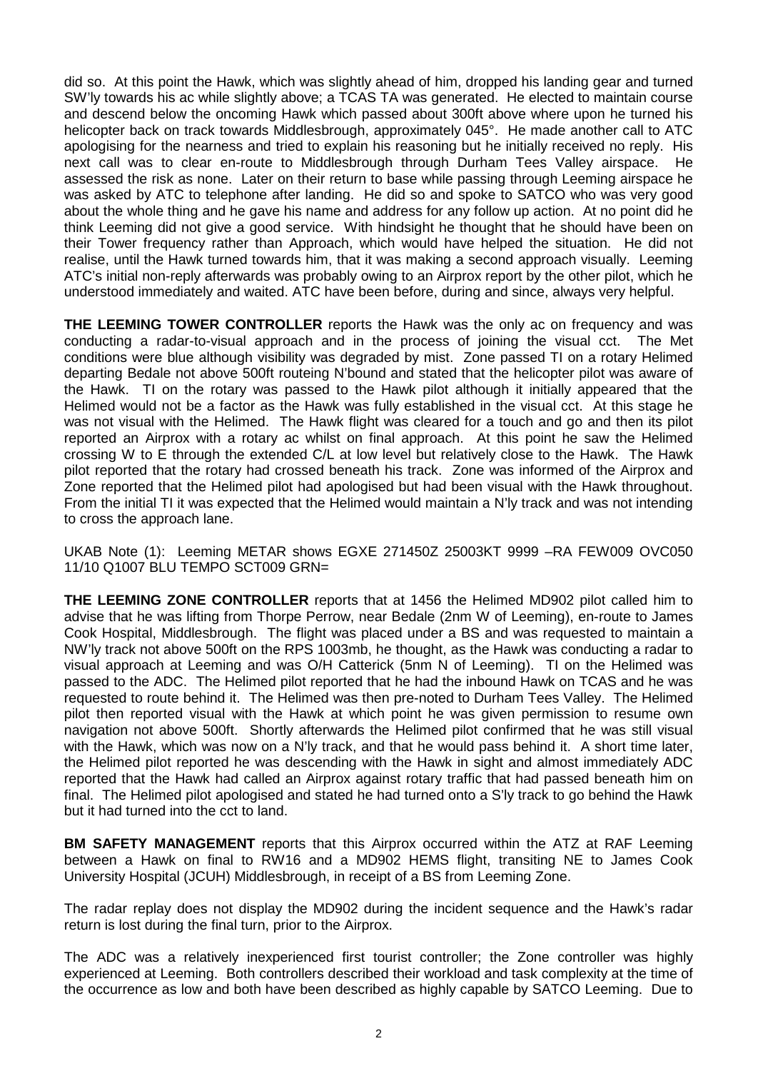did so. At this point the Hawk, which was slightly ahead of him, dropped his landing gear and turned SW'ly towards his ac while slightly above; a TCAS TA was generated. He elected to maintain course and descend below the oncoming Hawk which passed about 300ft above where upon he turned his helicopter back on track towards Middlesbrough, approximately 045°. He made another call to ATC apologising for the nearness and tried to explain his reasoning but he initially received no reply. His next call was to clear en-route to Middlesbrough through Durham Tees Valley airspace. He assessed the risk as none. Later on their return to base while passing through Leeming airspace he was asked by ATC to telephone after landing. He did so and spoke to SATCO who was very good about the whole thing and he gave his name and address for any follow up action. At no point did he think Leeming did not give a good service. With hindsight he thought that he should have been on their Tower frequency rather than Approach, which would have helped the situation. He did not realise, until the Hawk turned towards him, that it was making a second approach visually. Leeming ATC's initial non-reply afterwards was probably owing to an Airprox report by the other pilot, which he understood immediately and waited. ATC have been before, during and since, always very helpful.

**THE LEEMING TOWER CONTROLLER** reports the Hawk was the only ac on frequency and was conducting a radar-to-visual approach and in the process of joining the visual cct. The Met conditions were blue although visibility was degraded by mist. Zone passed TI on a rotary Helimed departing Bedale not above 500ft routeing N'bound and stated that the helicopter pilot was aware of the Hawk. TI on the rotary was passed to the Hawk pilot although it initially appeared that the Helimed would not be a factor as the Hawk was fully established in the visual cct. At this stage he was not visual with the Helimed. The Hawk flight was cleared for a touch and go and then its pilot reported an Airprox with a rotary ac whilst on final approach. At this point he saw the Helimed crossing W to E through the extended C/L at low level but relatively close to the Hawk. The Hawk pilot reported that the rotary had crossed beneath his track. Zone was informed of the Airprox and Zone reported that the Helimed pilot had apologised but had been visual with the Hawk throughout. From the initial TI it was expected that the Helimed would maintain a N'ly track and was not intending to cross the approach lane.

UKAB Note (1): Leeming METAR shows EGXE 271450Z 25003KT 9999 –RA FEW009 OVC050 11/10 Q1007 BLU TEMPO SCT009 GRN=

**THE LEEMING ZONE CONTROLLER** reports that at 1456 the Helimed MD902 pilot called him to advise that he was lifting from Thorpe Perrow, near Bedale (2nm W of Leeming), en-route to James Cook Hospital, Middlesbrough. The flight was placed under a BS and was requested to maintain a NW'ly track not above 500ft on the RPS 1003mb, he thought, as the Hawk was conducting a radar to visual approach at Leeming and was O/H Catterick (5nm N of Leeming). TI on the Helimed was passed to the ADC. The Helimed pilot reported that he had the inbound Hawk on TCAS and he was requested to route behind it. The Helimed was then pre-noted to Durham Tees Valley. The Helimed pilot then reported visual with the Hawk at which point he was given permission to resume own navigation not above 500ft. Shortly afterwards the Helimed pilot confirmed that he was still visual with the Hawk, which was now on a N'ly track, and that he would pass behind it. A short time later, the Helimed pilot reported he was descending with the Hawk in sight and almost immediately ADC reported that the Hawk had called an Airprox against rotary traffic that had passed beneath him on final. The Helimed pilot apologised and stated he had turned onto a S'ly track to go behind the Hawk but it had turned into the cct to land.

**BM SAFETY MANAGEMENT** reports that this Airprox occurred within the ATZ at RAF Leeming between a Hawk on final to RW16 and a MD902 HEMS flight, transiting NE to James Cook University Hospital (JCUH) Middlesbrough, in receipt of a BS from Leeming Zone.

The radar replay does not display the MD902 during the incident sequence and the Hawk's radar return is lost during the final turn, prior to the Airprox.

The ADC was a relatively inexperienced first tourist controller; the Zone controller was highly experienced at Leeming. Both controllers described their workload and task complexity at the time of the occurrence as low and both have been described as highly capable by SATCO Leeming. Due to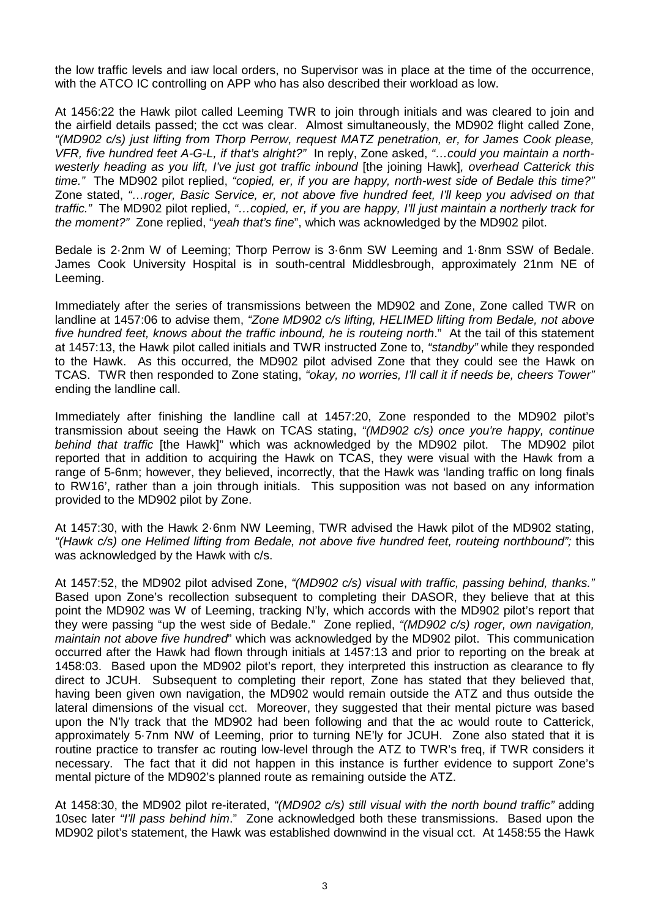the low traffic levels and iaw local orders, no Supervisor was in place at the time of the occurrence, with the ATCO IC controlling on APP who has also described their workload as low.

At 1456:22 the Hawk pilot called Leeming TWR to join through initials and was cleared to join and the airfield details passed; the cct was clear. Almost simultaneously, the MD902 flight called Zone, *"(MD902 c/s) just lifting from Thorp Perrow, request MATZ penetration, er, for James Cook please, VFR, five hundred feet A-G-L, if that's alright?"* In reply, Zone asked, *"…could you maintain a north-westerly heading as you lift, I've just got traffic inbound* [the joining Hawk]*, overhead Catterick this time."* The MD902 pilot replied, *"copied, er, if you are happy, north-west side of Bedale this time?"* Zone stated, *"…roger, Basic Service, er, not above five hundred feet, I'll keep you advised on that traffic."* The MD902 pilot replied, *"…copied, er, if you are happy, I'll just maintain a northerly track for the moment?"* Zone replied, "*yeah that's fine*", which was acknowledged by the MD902 pilot.

Bedale is 2·2nm W of Leeming; Thorp Perrow is 3·6nm SW Leeming and 1·8nm SSW of Bedale. James Cook University Hospital is in south-central Middlesbrough, approximately 21nm NE of Leeming.

Immediately after the series of transmissions between the MD902 and Zone, Zone called TWR on landline at 1457:06 to advise them, *"Zone MD902 c/s lifting, HELIMED lifting from Bedale, not above five hundred feet, knows about the traffic inbound, he is routeing north*." At the tail of this statement at 1457:13, the Hawk pilot called initials and TWR instructed Zone to, *"standby"* while they responded to the Hawk. As this occurred, the MD902 pilot advised Zone that they could see the Hawk on TCAS. TWR then responded to Zone stating, *"okay, no worries, I'll call it if needs be, cheers Tower"* ending the landline call.

Immediately after finishing the landline call at 1457:20, Zone responded to the MD902 pilot's transmission about seeing the Hawk on TCAS stating, *"(MD902 c/s) once you're happy, continue behind that traffic* [the Hawk]" which was acknowledged by the MD902 pilot. The MD902 pilot reported that in addition to acquiring the Hawk on TCAS, they were visual with the Hawk from a range of 5-6nm; however, they believed, incorrectly, that the Hawk was 'landing traffic on long finals to RW16', rather than a join through initials. This supposition was not based on any information provided to the MD902 pilot by Zone.

At 1457:30, with the Hawk 2·6nm NW Leeming, TWR advised the Hawk pilot of the MD902 stating, *"(Hawk c/s) one Helimed lifting from Bedale, not above five hundred feet, routeing northbound";* this was acknowledged by the Hawk with c/s.

At 1457:52, the MD902 pilot advised Zone, *"(MD902 c/s) visual with traffic, passing behind, thanks."* Based upon Zone's recollection subsequent to completing their DASOR, they believe that at this point the MD902 was W of Leeming, tracking N'ly, which accords with the MD902 pilot's report that they were passing "up the west side of Bedale." Zone replied, *"(MD902 c/s) roger, own navigation, maintain not above five hundred*" which was acknowledged by the MD902 pilot. This communication occurred after the Hawk had flown through initials at 1457:13 and prior to reporting on the break at 1458:03. Based upon the MD902 pilot's report, they interpreted this instruction as clearance to fly direct to JCUH. Subsequent to completing their report, Zone has stated that they believed that, having been given own navigation, the MD902 would remain outside the ATZ and thus outside the lateral dimensions of the visual cct. Moreover, they suggested that their mental picture was based upon the N'ly track that the MD902 had been following and that the ac would route to Catterick, approximately 5·7nm NW of Leeming, prior to turning NE'ly for JCUH. Zone also stated that it is routine practice to transfer ac routing low-level through the ATZ to TWR's freq, if TWR considers it necessary. The fact that it did not happen in this instance is further evidence to support Zone's mental picture of the MD902's planned route as remaining outside the ATZ.

At 1458:30, the MD902 pilot re-iterated, *"(MD902 c/s) still visual with the north bound traffic"* adding 10sec later *"I'll pass behind him*." Zone acknowledged both these transmissions. Based upon the MD902 pilot's statement, the Hawk was established downwind in the visual cct. At 1458:55 the Hawk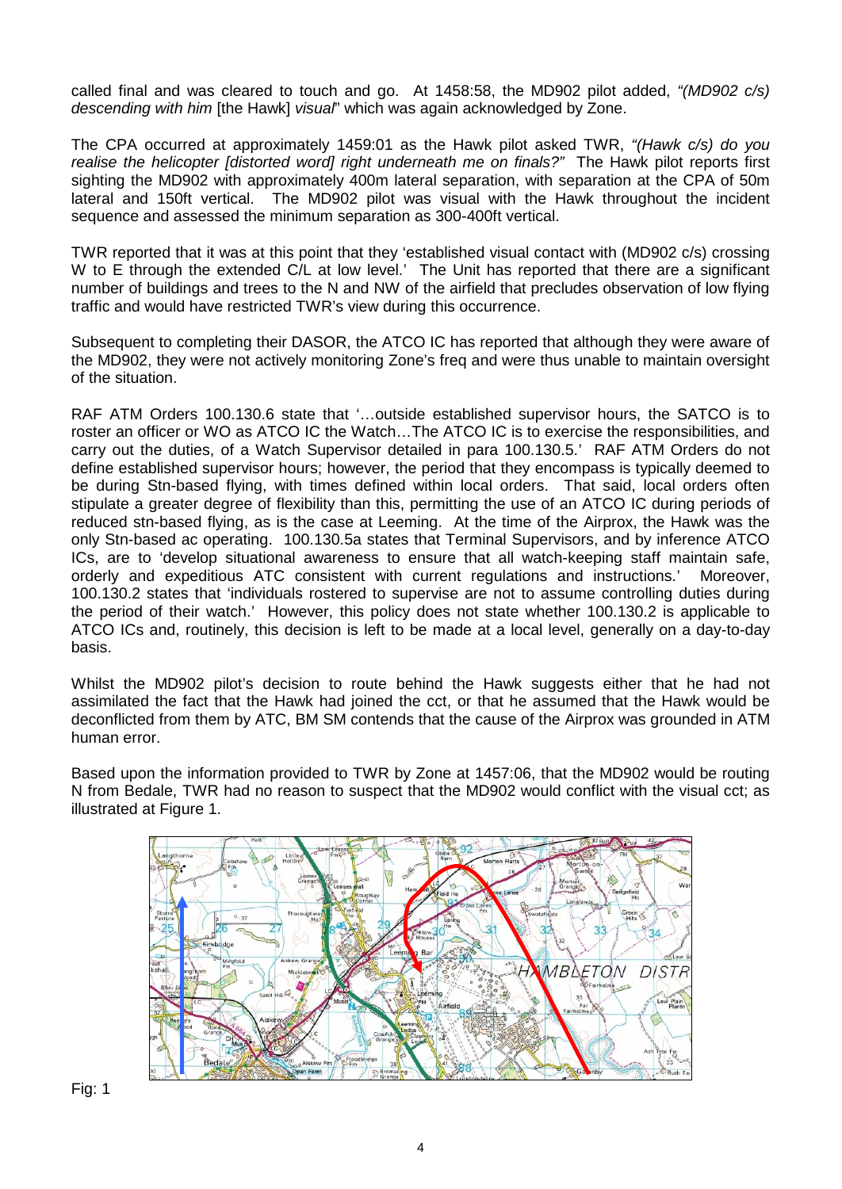called final and was cleared to touch and go. At 1458:58, the MD902 pilot added, *"(MD902 c/s) descending with him* [the Hawk] *visual*" which was again acknowledged by Zone.

The CPA occurred at approximately 1459:01 as the Hawk pilot asked TWR, *"(Hawk c/s) do you realise the helicopter [distorted word] right underneath me on finals?"* The Hawk pilot reports first sighting the MD902 with approximately 400m lateral separation, with separation at the CPA of 50m lateral and 150ft vertical. The MD902 pilot was visual with the Hawk throughout the incident sequence and assessed the minimum separation as 300-400ft vertical.

TWR reported that it was at this point that they 'established visual contact with (MD902 c/s) crossing W to E through the extended C/L at low level.' The Unit has reported that there are a significant number of buildings and trees to the N and NW of the airfield that precludes observation of low flying traffic and would have restricted TWR's view during this occurrence.

Subsequent to completing their DASOR, the ATCO IC has reported that although they were aware of the MD902, they were not actively monitoring Zone's freq and were thus unable to maintain oversight of the situation.

RAF ATM Orders 100.130.6 state that '…outside established supervisor hours, the SATCO is to roster an officer or WO as ATCO IC the Watch…The ATCO IC is to exercise the responsibilities, and carry out the duties, of a Watch Supervisor detailed in para 100.130.5.' RAF ATM Orders do not define established supervisor hours; however, the period that they encompass is typically deemed to be during Stn-based flying, with times defined within local orders. That said, local orders often stipulate a greater degree of flexibility than this, permitting the use of an ATCO IC during periods of reduced stn-based flying, as is the case at Leeming. At the time of the Airprox, the Hawk was the only Stn-based ac operating. 100.130.5a states that Terminal Supervisors, and by inference ATCO ICs, are to 'develop situational awareness to ensure that all watch-keeping staff maintain safe, orderly and expeditious ATC consistent with current regulations and instructions.' Moreover, 100.130.2 states that 'individuals rostered to supervise are not to assume controlling duties during the period of their watch.' However, this policy does not state whether 100.130.2 is applicable to ATCO ICs and, routinely, this decision is left to be made at a local level, generally on a day-to-day basis.

Whilst the MD902 pilot's decision to route behind the Hawk suggests either that he had not assimilated the fact that the Hawk had joined the cct, or that he assumed that the Hawk would be deconflicted from them by ATC, BM SM contends that the cause of the Airprox was grounded in ATM human error.

Based upon the information provided to TWR by Zone at 1457:06, that the MD902 would be routing N from Bedale, TWR had no reason to suspect that the MD902 would conflict with the visual cct; as illustrated at Figure 1.

Fig: 1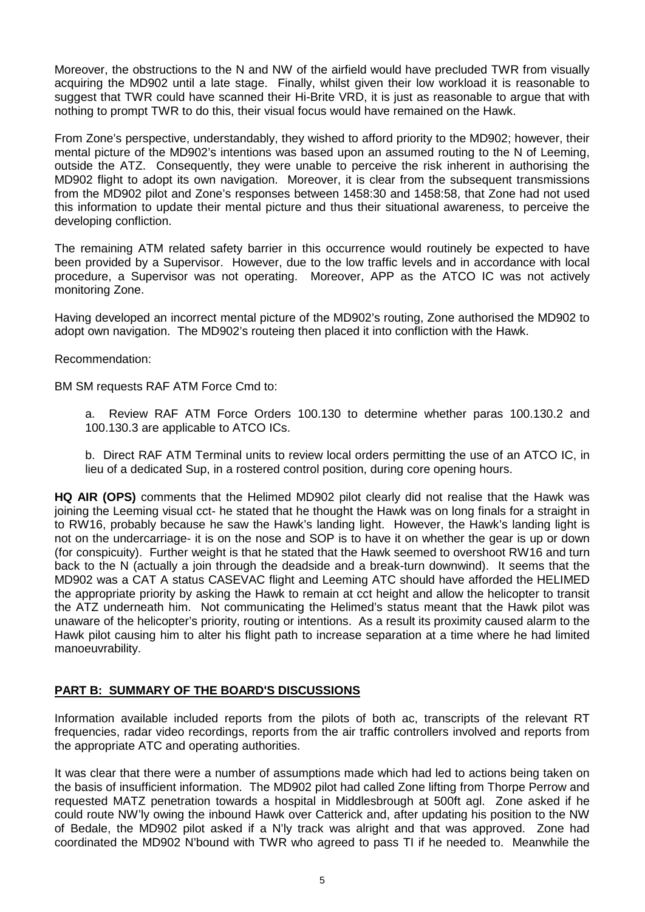Moreover, the obstructions to the N and NW of the airfield would have precluded TWR from visually acquiring the MD902 until a late stage. Finally, whilst given their low workload it is reasonable to suggest that TWR could have scanned their Hi-Brite VRD, it is just as reasonable to argue that with nothing to prompt TWR to do this, their visual focus would have remained on the Hawk.

From Zone's perspective, understandably, they wished to afford priority to the MD902; however, their mental picture of the MD902's intentions was based upon an assumed routing to the N of Leeming, outside the ATZ. Consequently, they were unable to perceive the risk inherent in authorising the MD902 flight to adopt its own navigation. Moreover, it is clear from the subsequent transmissions from the MD902 pilot and Zone's responses between 1458:30 and 1458:58, that Zone had not used this information to update their mental picture and thus their situational awareness, to perceive the developing confliction.

The remaining ATM related safety barrier in this occurrence would routinely be expected to have been provided by a Supervisor. However, due to the low traffic levels and in accordance with local procedure, a Supervisor was not operating. Moreover, APP as the ATCO IC was not actively monitoring Zone.

Having developed an incorrect mental picture of the MD902's routing, Zone authorised the MD902 to adopt own navigation. The MD902's routeing then placed it into confliction with the Hawk.

Recommendation:

BM SM requests RAF ATM Force Cmd to:

a. Review RAF ATM Force Orders 100.130 to determine whether paras 100.130.2 and 100.130.3 are applicable to ATCO ICs.

b. Direct RAF ATM Terminal units to review local orders permitting the use of an ATCO IC, in lieu of a dedicated Sup, in a rostered control position, during core opening hours.

**HQ AIR (OPS)** comments that the Helimed MD902 pilot clearly did not realise that the Hawk was joining the Leeming visual cct- he stated that he thought the Hawk was on long finals for a straight in to RW16, probably because he saw the Hawk's landing light. However, the Hawk's landing light is not on the undercarriage- it is on the nose and SOP is to have it on whether the gear is up or down (for conspicuity). Further weight is that he stated that the Hawk seemed to overshoot RW16 and turn back to the N (actually a join through the deadside and a break-turn downwind). It seems that the MD902 was a CAT A status CASEVAC flight and Leeming ATC should have afforded the HELIMED the appropriate priority by asking the Hawk to remain at cct height and allow the helicopter to transit the ATZ underneath him. Not communicating the Helimed's status meant that the Hawk pilot was unaware of the helicopter's priority, routing or intentions. As a result its proximity caused alarm to the Hawk pilot causing him to alter his flight path to increase separation at a time where he had limited manoeuvrability.

## PART B: SUMMARY OF THE BOARD'S DISCUSSIONS

Information available included reports from the pilots of both ac, transcripts of the relevant RT frequencies, radar video recordings, reports from the air traffic controllers involved and reports from the appropriate ATC and operating authorities.

It was clear that there were a number of assumptions made which had led to actions being taken on the basis of insufficient information. The MD902 pilot had called Zone lifting from Thorpe Perrow and requested MATZ penetration towards a hospital in Middlesbrough at 500ft agl. Zone asked if he could route NW'ly owing the inbound Hawk over Catterick and, after updating his position to the NW of Bedale, the MD902 pilot asked if a N'ly track was alright and that was approved. Zone had coordinated the MD902 N'bound with TWR who agreed to pass TI if he needed to. Meanwhile the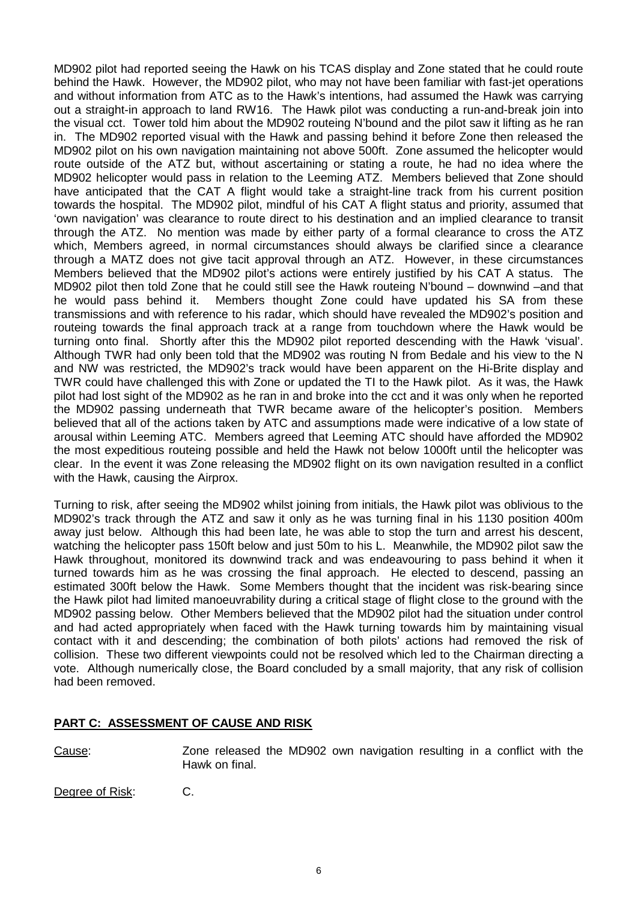MD902 pilot had reported seeing the Hawk on his TCAS display and Zone stated that he could route behind the Hawk. However, the MD902 pilot, who may not have been familiar with fast-jet operations and without information from ATC as to the Hawk's intentions, had assumed the Hawk was carrying out a straight-in approach to land RW16. The Hawk pilot was conducting a run-and-break join into the visual cct. Tower told him about the MD902 routeing N'bound and the pilot saw it lifting as he ran in. The MD902 reported visual with the Hawk and passing behind it before Zone then released the MD902 pilot on his own navigation maintaining not above 500ft. Zone assumed the helicopter would route outside of the ATZ but, without ascertaining or stating a route, he had no idea where the MD902 helicopter would pass in relation to the Leeming ATZ. Members believed that Zone should have anticipated that the CAT A flight would take a straight-line track from his current position towards the hospital. The MD902 pilot, mindful of his CAT A flight status and priority, assumed that 'own navigation' was clearance to route direct to his destination and an implied clearance to transit through the ATZ. No mention was made by either party of a formal clearance to cross the ATZ which, Members agreed, in normal circumstances should always be clarified since a clearance through a MATZ does not give tacit approval through an ATZ. However, in these circumstances Members believed that the MD902 pilot's actions were entirely justified by his CAT A status. The MD902 pilot then told Zone that he could still see the Hawk routeing N'bound – downwind –and that he would pass behind it. Members thought Zone could have updated his SA from these transmissions and with reference to his radar, which should have revealed the MD902's position and routeing towards the final approach track at a range from touchdown where the Hawk would be turning onto final. Shortly after this the MD902 pilot reported descending with the Hawk 'visual'. Although TWR had only been told that the MD902 was routing N from Bedale and his view to the N and NW was restricted, the MD902's track would have been apparent on the Hi-Brite display and TWR could have challenged this with Zone or updated the TI to the Hawk pilot. As it was, the Hawk pilot had lost sight of the MD902 as he ran in and broke into the cct and it was only when he reported the MD902 passing underneath that TWR became aware of the helicopter's position. Members believed that all of the actions taken by ATC and assumptions made were indicative of a low state of arousal within Leeming ATC. Members agreed that Leeming ATC should have afforded the MD902 the most expeditious routeing possible and held the Hawk not below 1000ft until the helicopter was clear. In the event it was Zone releasing the MD902 flight on its own navigation resulted in a conflict with the Hawk, causing the Airprox.

Turning to risk, after seeing the MD902 whilst joining from initials, the Hawk pilot was oblivious to the MD902's track through the ATZ and saw it only as he was turning final in his 1130 position 400m away just below. Although this had been late, he was able to stop the turn and arrest his descent, watching the helicopter pass 150ft below and just 50m to his L. Meanwhile, the MD902 pilot saw the Hawk throughout, monitored its downwind track and was endeavouring to pass behind it when it turned towards him as he was crossing the final approach. He elected to descend, passing an estimated 300ft below the Hawk. Some Members thought that the incident was risk-bearing since the Hawk pilot had limited manoeuvrability during a critical stage of flight close to the ground with the MD902 passing below. Other Members believed that the MD902 pilot had the situation under control and had acted appropriately when faced with the Hawk turning towards him by maintaining visual contact with it and descending; the combination of both pilots' actions had removed the risk of collision. These two different viewpoints could not be resolved which led to the Chairman directing a vote. Although numerically close, the Board concluded by a small majority, that any risk of collision had been removed.

## PART C: ASSESSMENT OF CAUSE AND RISK

Cause: Zone released the MD902 own navigation resulting in a conflict with the Hawk on final.

Degree of Risk: C.